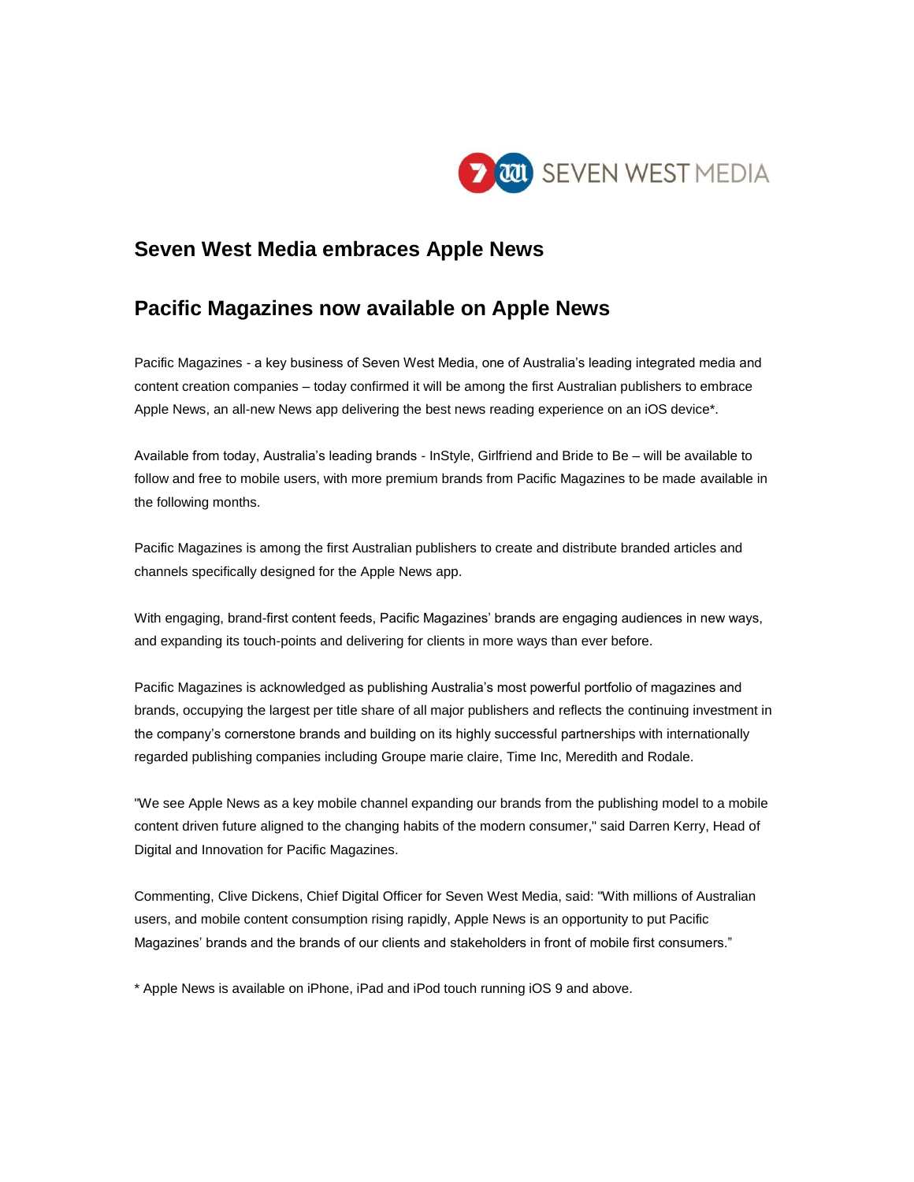# Seven West Media embraces Apple News

## Pacific Magazines now available on Apple News

Pacific Magazines - a key business of Seven West Media, one of Australia's leading integrated media and content creation companies – today confirmed it will be among the first Australian publishers to embrace Apple News, an all-new News app delivering the best news reading experience on an iOS device*.

Available from today, Australia's leading brands - InStyle, Girlfriend and Bride to Be – will be available to follow and free to mobile users, with more premium brands from Pacific Magazines to be made available in the following months.

Pacific Magazines is among the first Australian publishers to create and distribute branded articles and channels specifically designed for the Apple News app.

With engaging, brand-first content feeds, Pacific Magazines' brands are engaging audiences in new ways, and expanding its touch-points and delivering for clients in more ways than ever before.

Pacific Magazines is acknowledged as publishing Australia's most powerful portfolio of magazines and brands, occupying the largest per title share of all major publishers and reflects the continuing investment in the company's cornerstone brands and building on its highly successful partnerships with internationally regarded publishing companies including Groupe marie claire, Time Inc, Meredith and Rodale.

"We see Apple News as a key mobile channel expanding our brands from the publishing model to a mobile content driven future aligned to the changing habits of the modern consumer," said Darren Kerry, Head of Digital and Innovation for Pacific Magazines.

Commenting, Clive Dickens, Chief Digital Officer for Seven West Media, said: "With millions of Australian users, and mobile content consumption rising rapidly, Apple News is an opportunity to put Pacific Magazines' brands and the brands of our clients and stakeholders in front of mobile first consumers."

* Apple News is available on iPhone, iPad and iPod touch running iOS 9 and above.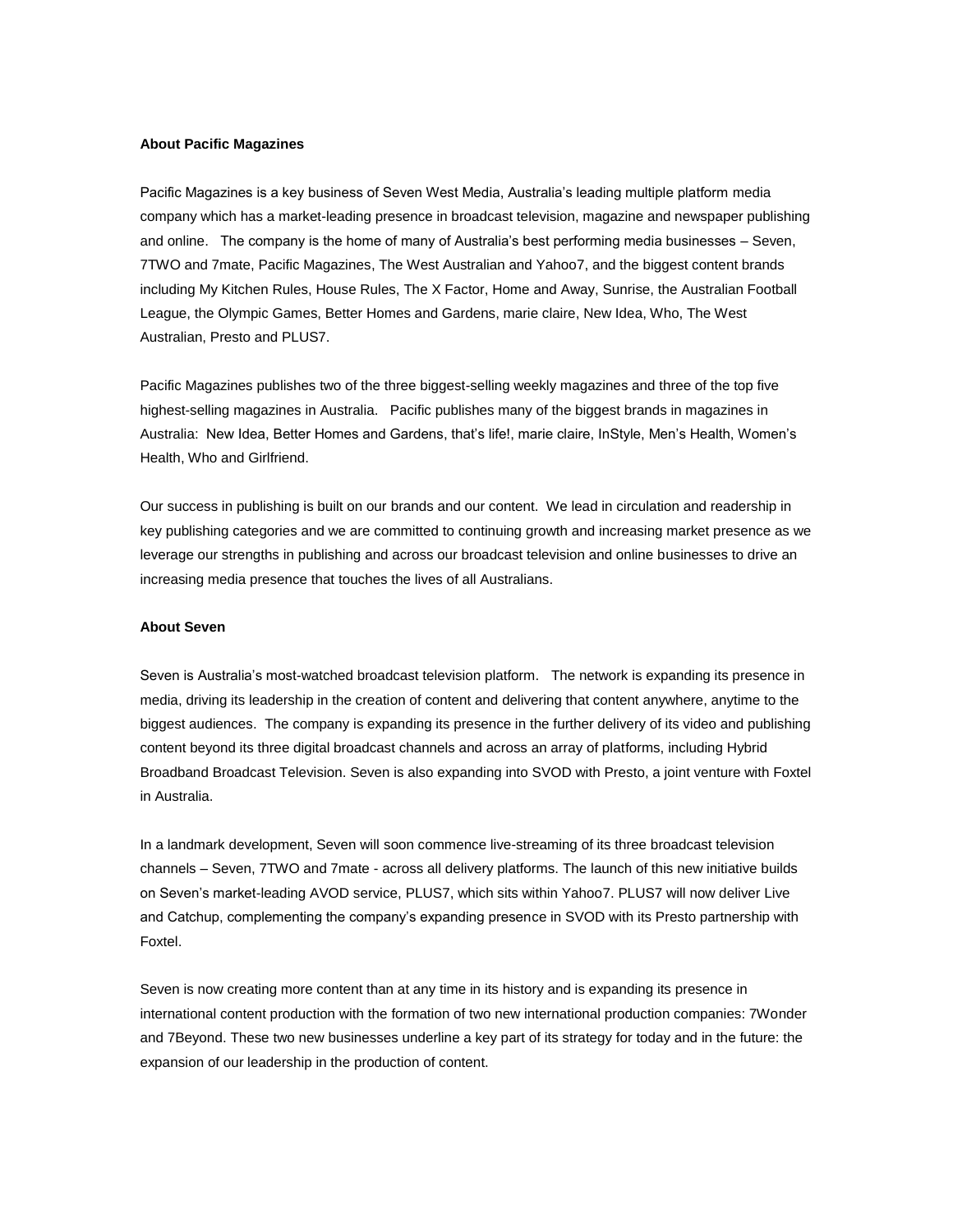**About Pacific Magazines**

Pacific Magazines is a key business of Seven West Media, Australia's leading multiple platform media company which has a market-leading presence in broadcast television, magazine and newspaper publishing and online. The company is the home of many of Australia's best performing media businesses – Seven, 7TWO and 7mate, Pacific Magazines, The West Australian and Yahoo7, and the biggest content brands including My Kitchen Rules, House Rules, The X Factor, Home and Away, Sunrise, the Australian Football League, the Olympic Games, Better Homes and Gardens, marie claire, New Idea, Who, The West Australian, Presto and PLUS7.

Pacific Magazines publishes two of the three biggest-selling weekly magazines and three of the top five highest-selling magazines in Australia. Pacific publishes many of the biggest brands in magazines in Australia: New Idea, Better Homes and Gardens, that's life!, marie claire, InStyle, Men's Health, Women's Health, Who and Girlfriend.

Our success in publishing is built on our brands and our content. We lead in circulation and readership in key publishing categories and we are committed to continuing growth and increasing market presence as we leverage our strengths in publishing and across our broadcast television and online businesses to drive an increasing media presence that touches the lives of all Australians.

**About Seven**

Seven is Australia's most-watched broadcast television platform. The network is expanding its presence in media, driving its leadership in the creation of content and delivering that content anywhere, anytime to the biggest audiences. The company is expanding its presence in the further delivery of its video and publishing content beyond its three digital broadcast channels and across an array of platforms, including Hybrid Broadband Broadcast Television. Seven is also expanding into SVOD with Presto, a joint venture with Foxtel in Australia.

In a landmark development, Seven will soon commence live-streaming of its three broadcast television channels – Seven, 7TWO and 7mate - across all delivery platforms. The launch of this new initiative builds on Seven's market-leading AVOD service, PLUS7, which sits within Yahoo7. PLUS7 will now deliver Live and Catchup, complementing the company's expanding presence in SVOD with its Presto partnership with Foxtel.

Seven is now creating more content than at any time in its history and is expanding its presence in international content production with the formation of two new international production companies: 7Wonder and 7Beyond. These two new businesses underline a key part of its strategy for today and in the future: the expansion of our leadership in the production of content.